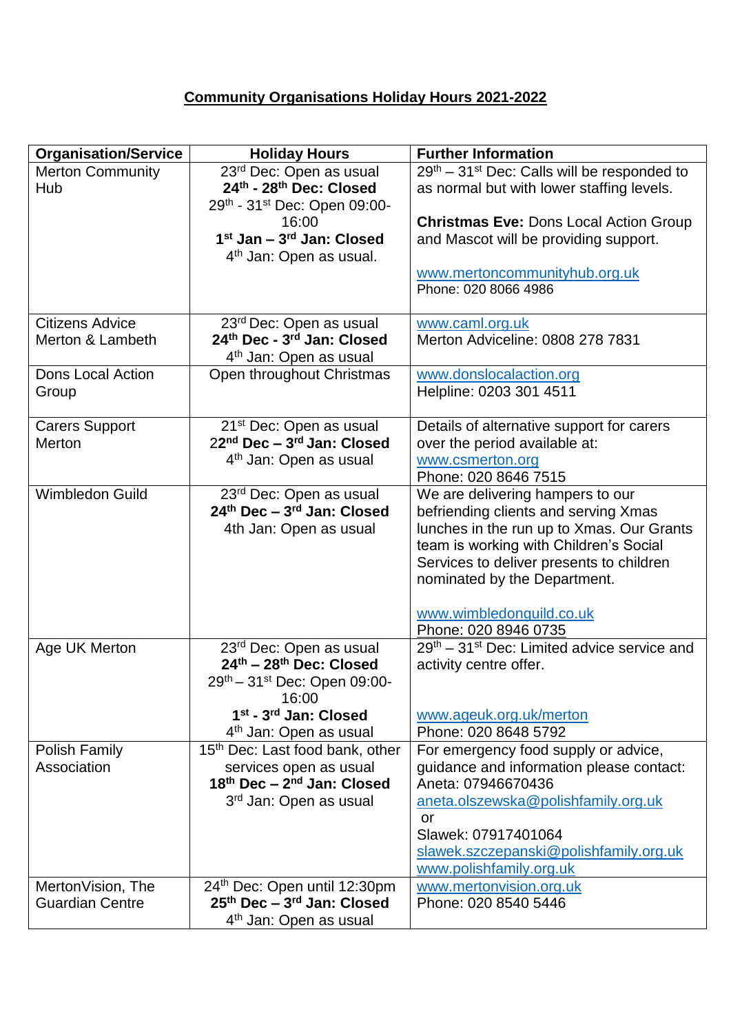# Community Organisations Holiday Hours 2021-2022

| Organisation/Service | Holiday Hours | Further Information |
|---|---|---|
| Merton Community Hub | 23rd Dec: Open as usual<br>**24th - 28th Dec: Closed**<br>29th - 31st Dec: Open 09:00-16:00<br>**1st Jan – 3rd Jan: Closed**<br>4th Jan: Open as usual. | 29th – 31st Dec: Calls will be responded to as normal but with lower staffing levels.<br><br>**Christmas Eve:** Dons Local Action Group and Mascot will be providing support.<br><br>www.mertoncommunityhub.org.uk<br>Phone: 020 8066 4986 |
| Citizens Advice Merton & Lambeth | 23rd Dec: Open as usual<br>**24th Dec - 3rd Jan: Closed**<br>4th Jan: Open as usual | www.caml.org.uk<br>Merton Adviceline: 0808 278 7831 |
| Dons Local Action Group | Open throughout Christmas | www.donslocalaction.org<br>Helpline: 0203 301 4511 |
| Carers Support Merton | 21st Dec: Open as usual<br>**22nd Dec – 3rd Jan: Closed**<br>4th Jan: Open as usual | Details of alternative support for carers over the period available at:<br>www.csmerton.org<br>Phone: 020 8646 7515 |
| Wimbledon Guild | 23rd Dec: Open as usual<br>**24th Dec – 3rd Jan: Closed**<br>4th Jan: Open as usual | We are delivering hampers to our befriending clients and serving Xmas lunches in the run up to Xmas. Our Grants team is working with Children's Social Services to deliver presents to children nominated by the Department.<br><br>www.wimbledonguild.co.uk<br>Phone: 020 8946 0735 |
| Age UK Merton | 23rd Dec: Open as usual<br>**24th – 28th Dec: Closed**<br>29th – 31st Dec: Open 09:00-16:00<br>**1st - 3rd Jan: Closed**<br>4th Jan: Open as usual | 29th – 31st Dec: Limited advice service and activity centre offer.<br><br>www.ageuk.org.uk/merton<br>Phone: 020 8648 5792 |
| Polish Family Association | 15th Dec: Last food bank, other services open as usual<br>**18th Dec – 2nd Jan: Closed**<br>3rd Jan: Open as usual | For emergency food supply or advice, guidance and information please contact:<br>Aneta: 07946670436<br>aneta.olszewska@polishfamily.org.uk<br>or<br>Slawek: 07917401064<br>slawek.szczepanski@polishfamily.org.uk<br>www.polishfamily.org.uk |
| MertonVision, The Guardian Centre | 24th Dec: Open until 12:30pm<br>**25th Dec – 3rd Jan: Closed**<br>4th Jan: Open as usual | www.mertonvision.org.uk<br>Phone: 020 8540 5446 |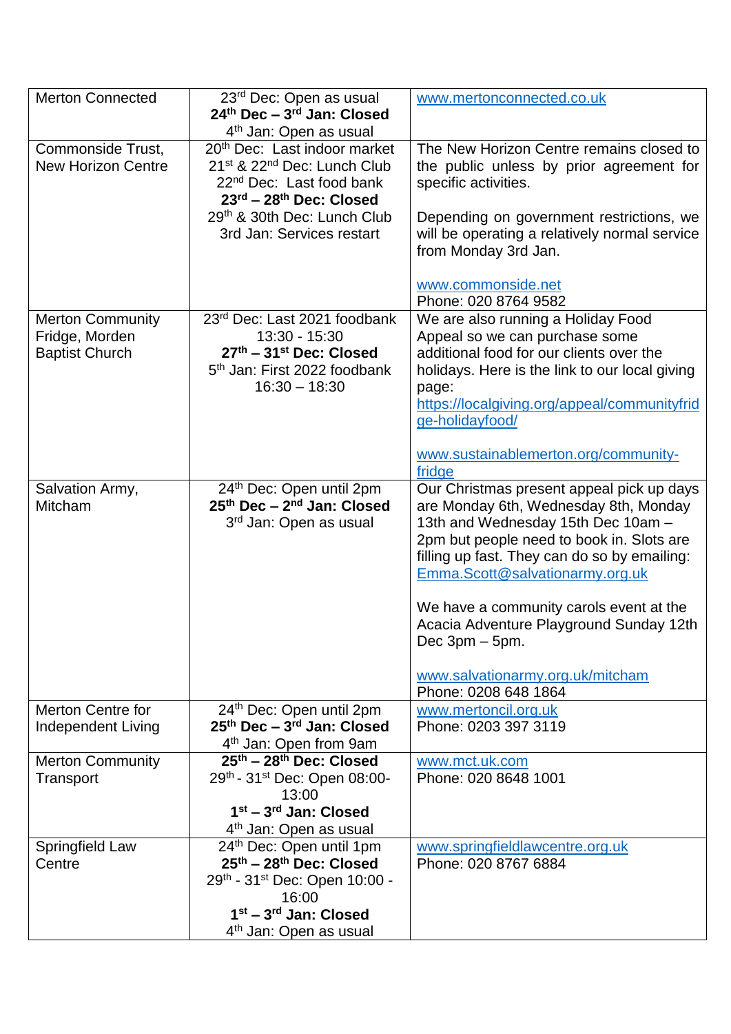| Merton Connected | 23rd Dec: Open as usual<br>**24th Dec – 3rd Jan: Closed**<br>4th Jan: Open as usual | www.mertonconnected.co.uk |
|---|---|---|
| Commonside Trust, New Horizon Centre | 20th Dec: Last indoor market<br>21st & 22nd Dec: Lunch Club<br>22nd Dec: Last food bank<br>**23rd – 28th Dec: Closed**<br>29th & 30th Dec: Lunch Club<br>3rd Jan: Services restart | The New Horizon Centre remains closed to the public unless by prior agreement for specific activities.<br><br>Depending on government restrictions, we will be operating a relatively normal service from Monday 3rd Jan.<br><br>www.commonside.net<br>Phone: 020 8764 9582 |
| Merton Community Fridge, Morden Baptist Church | 23rd Dec: Last 2021 foodbank 13:30 - 15:30<br>**27th – 31st Dec: Closed**<br>5th Jan: First 2022 foodbank 16:30 – 18:30 | We are also running a Holiday Food Appeal so we can purchase some additional food for our clients over the holidays. Here is the link to our local giving page:<br>https://localgiving.org/appeal/communityfridge-holidayfood/<br><br>www.sustainablemerton.org/community-fridge |
| Salvation Army, Mitcham | 24th Dec: Open until 2pm<br>**25th Dec – 2nd Jan: Closed**<br>3rd Jan: Open as usual | Our Christmas present appeal pick up days are Monday 6th, Wednesday 8th, Monday 13th and Wednesday 15th Dec 10am – 2pm but people need to book in. Slots are filling up fast. They can do so by emailing: Emma.Scott@salvationarmy.org.uk<br><br>We have a community carols event at the Acacia Adventure Playground Sunday 12th Dec 3pm – 5pm.<br><br>www.salvationarmy.org.uk/mitcham<br>Phone: 0208 648 1864 |
| Merton Centre for Independent Living | 24th Dec: Open until 2pm<br>**25th Dec – 3rd Jan: Closed**<br>4th Jan: Open from 9am | www.mertoncil.org.uk<br>Phone: 0203 397 3119 |
| Merton Community Transport | **25th – 28th Dec: Closed**<br>29th - 31st Dec: Open 08:00-13:00<br>**1st – 3rd Jan: Closed**<br>4th Jan: Open as usual | www.mct.uk.com<br>Phone: 020 8648 1001 |
| Springfield Law Centre | 24th Dec: Open until 1pm<br>**25th – 28th Dec: Closed**<br>29th - 31st Dec: Open 10:00 - 16:00<br>**1st – 3rd Jan: Closed**<br>4th Jan: Open as usual | www.springfieldlawcentre.org.uk<br>Phone: 020 8767 6884 |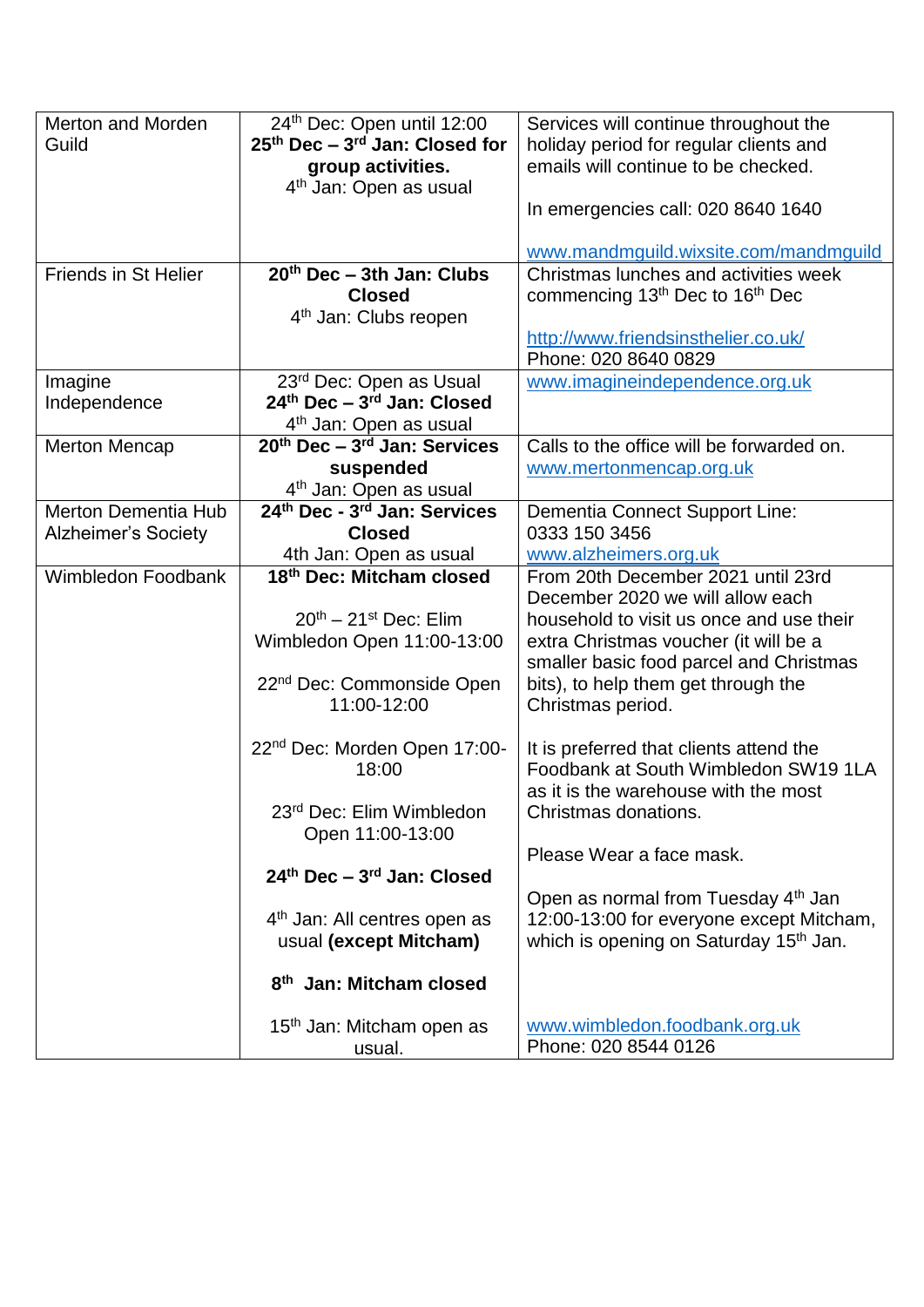| | | |
|---|---|---|
| Merton and Morden Guild | 24th Dec: Open until 12:00<br>**25th Dec – 3rd Jan: Closed for group activities.**<br>4th Jan: Open as usual | Services will continue throughout the holiday period for regular clients and emails will continue to be checked.<br><br>In emergencies call: 020 8640 1640<br><br>www.mandmguild.wixsite.com/mandmguild |
| Friends in St Helier | **20th Dec – 3th Jan: Clubs Closed**<br>4th Jan: Clubs reopen | Christmas lunches and activities week commencing 13th Dec to 16th Dec<br><br>http://www.friendsinsthelier.co.uk/<br>Phone: 020 8640 0829 |
| Imagine Independence | 23rd Dec: Open as Usual<br>**24th Dec – 3rd Jan: Closed**<br>4th Jan: Open as usual | www.imagineindependence.org.uk |
| Merton Mencap | **20th Dec – 3rd Jan: Services suspended**<br>4th Jan: Open as usual | Calls to the office will be forwarded on.<br>www.mertonmencap.org.uk |
| Merton Dementia Hub Alzheimer's Society | **24th Dec - 3rd Jan: Services Closed**<br>4th Jan: Open as usual | Dementia Connect Support Line:<br>0333 150 3456<br>www.alzheimers.org.uk |
| Wimbledon Foodbank | **18th Dec: Mitcham closed**<br><br>20th – 21st Dec: Elim Wimbledon Open 11:00-13:00<br><br>22nd Dec: Commonside Open 11:00-12:00<br><br>22nd Dec: Morden Open 17:00-18:00<br><br>23rd Dec: Elim Wimbledon Open 11:00-13:00<br><br>**24th Dec – 3rd Jan: Closed**<br><br>4th Jan: All centres open as usual **(except Mitcham)**<br><br>**8th Jan: Mitcham closed**<br><br>15th Jan: Mitcham open as usual. | From 20th December 2021 until 23rd December 2020 we will allow each household to visit us once and use their extra Christmas voucher (it will be a smaller basic food parcel and Christmas bits), to help them get through the Christmas period.<br><br>It is preferred that clients attend the Foodbank at South Wimbledon SW19 1LA as it is the warehouse with the most Christmas donations.<br><br>Please Wear a face mask.<br><br>Open as normal from Tuesday 4th Jan 12:00-13:00 for everyone except Mitcham, which is opening on Saturday 15th Jan.<br><br>www.wimbledon.foodbank.org.uk<br>Phone: 020 8544 0126 |